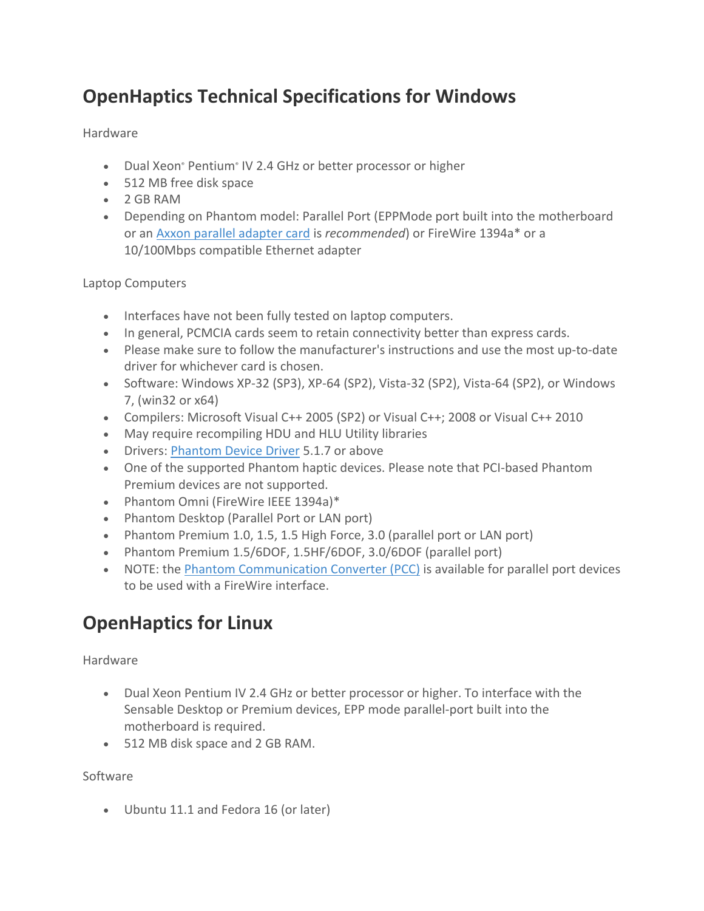# OpenHaptics Technical Specifications for Windows

Hardware

- Dual Xeon® Pentium® IV 2.4 GHz or better processor or higher
- 512 MB free disk space
- 2 GB RAM
- Depending on Phantom model: Parallel Port (EPPMode port built into the motherboard or an [Axxon parallel adapter card]() is *recommended*) or FireWire 1394a* or a 10/100Mbps compatible Ethernet adapter

Laptop Computers

- Interfaces have not been fully tested on laptop computers.
- In general, PCMCIA cards seem to retain connectivity better than express cards.
- Please make sure to follow the manufacturer's instructions and use the most up-to-date driver for whichever card is chosen.
- Software: Windows XP-32 (SP3), XP-64 (SP2), Vista-32 (SP2), Vista-64 (SP2), or Windows 7, (win32 or x64)
- Compilers: Microsoft Visual C++ 2005 (SP2) or Visual C++; 2008 or Visual C++ 2010
- May require recompiling HDU and HLU Utility libraries
- Drivers: [Phantom Device Driver]() 5.1.7 or above
- One of the supported Phantom haptic devices. Please note that PCI-based Phantom Premium devices are not supported.
- Phantom Omni (FireWire IEEE 1394a)*
- Phantom Desktop (Parallel Port or LAN port)
- Phantom Premium 1.0, 1.5, 1.5 High Force, 3.0 (parallel port or LAN port)
- Phantom Premium 1.5/6DOF, 1.5HF/6DOF, 3.0/6DOF (parallel port)
- NOTE: the [Phantom Communication Converter (PCC)]() is available for parallel port devices to be used with a FireWire interface.

# OpenHaptics for Linux

Hardware

- Dual Xeon Pentium IV 2.4 GHz or better processor or higher. To interface with the Sensable Desktop or Premium devices, EPP mode parallel-port built into the motherboard is required.
- 512 MB disk space and 2 GB RAM.

Software

- Ubuntu 11.1 and Fedora 16 (or later)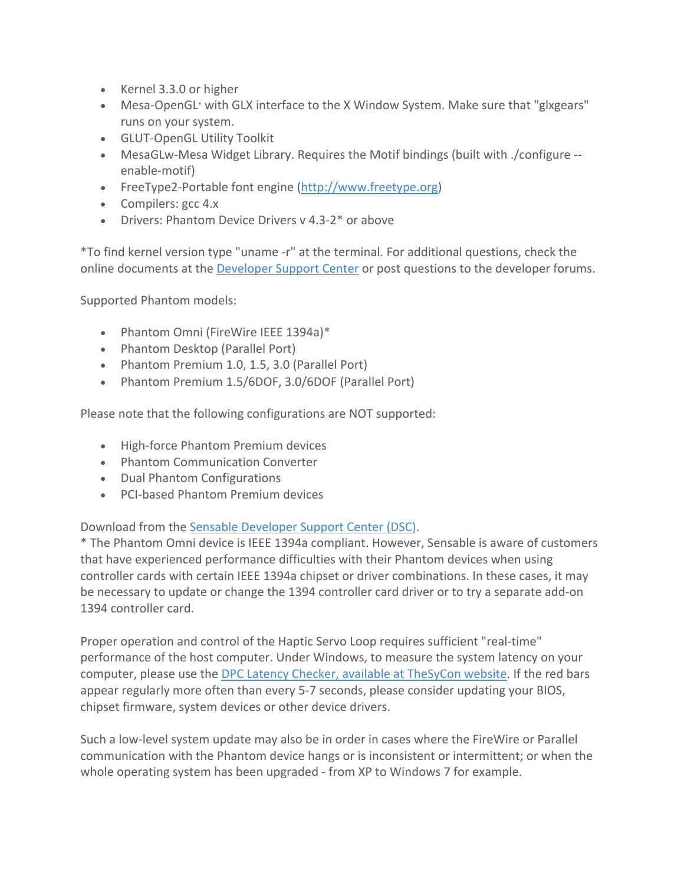- Kernel 3.3.0 or higher
- Mesa-OpenGL® with GLX interface to the X Window System. Make sure that "glxgears" runs on your system.
- GLUT-OpenGL Utility Toolkit
- MesaGLw-Mesa Widget Library. Requires the Motif bindings (built with ./configure --enable-motif)
- FreeType2-Portable font engine ([http://www.freetype.org](http://www.freetype.org))
- Compilers: gcc 4.x
- Drivers: Phantom Device Drivers v 4.3-2* or above

*To find kernel version type "uname -r" at the terminal. For additional questions, check the online documents at the Developer Support Center or post questions to the developer forums.

Supported Phantom models:

- Phantom Omni (FireWire IEEE 1394a)*
- Phantom Desktop (Parallel Port)
- Phantom Premium 1.0, 1.5, 3.0 (Parallel Port)
- Phantom Premium 1.5/6DOF, 3.0/6DOF (Parallel Port)

Please note that the following configurations are NOT supported:

- High-force Phantom Premium devices
- Phantom Communication Converter
- Dual Phantom Configurations
- PCI-based Phantom Premium devices

Download from the Sensable Developer Support Center (DSC).
* The Phantom Omni device is IEEE 1394a compliant. However, Sensable is aware of customers that have experienced performance difficulties with their Phantom devices when using controller cards with certain IEEE 1394a chipset or driver combinations. In these cases, it may be necessary to update or change the 1394 controller card driver or to try a separate add-on 1394 controller card.

Proper operation and control of the Haptic Servo Loop requires sufficient "real-time" performance of the host computer. Under Windows, to measure the system latency on your computer, please use the DPC Latency Checker, available at TheSyCon website. If the red bars appear regularly more often than every 5-7 seconds, please consider updating your BIOS, chipset firmware, system devices or other device drivers.

Such a low-level system update may also be in order in cases where the FireWire or Parallel communication with the Phantom device hangs or is inconsistent or intermittent; or when the whole operating system has been upgraded - from XP to Windows 7 for example.